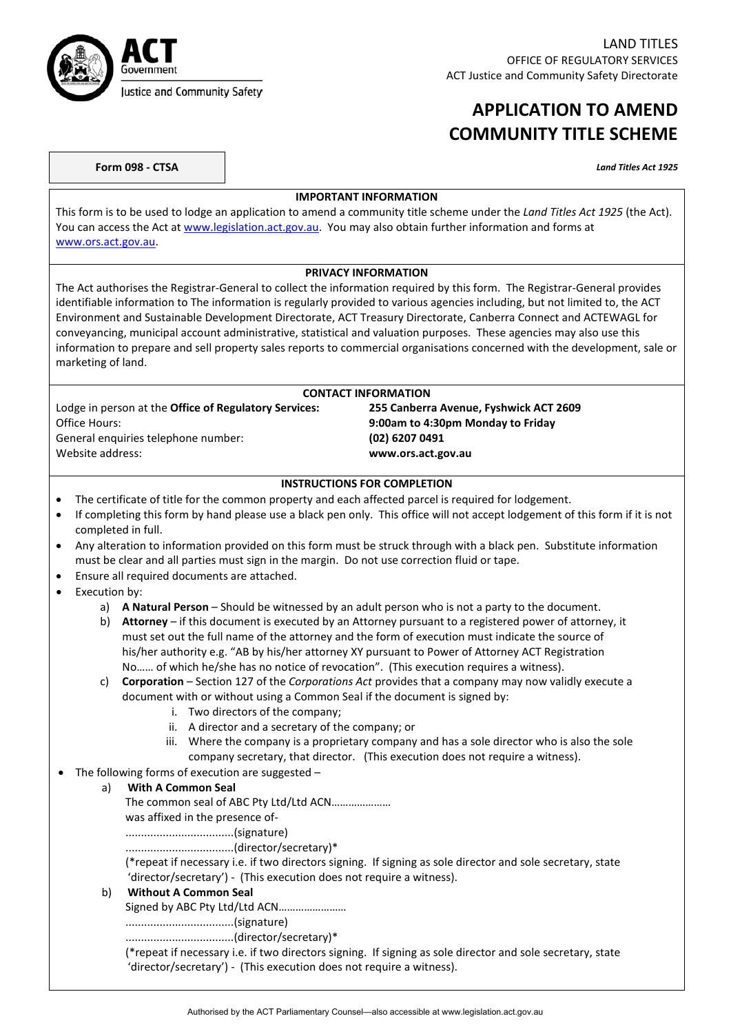LAND TITLES
OFFICE OF REGULATORY SERVICES
ACT Justice and Community Safety Directorate

# APPLICATION TO AMEND COMMUNITY TITLE SCHEME

**Form 098 - CTSA**

***Land Titles Act 1925***

## IMPORTANT INFORMATION

This form is to be used to lodge an application to amend a community title scheme under the *Land Titles Act 1925* (the Act). You can access the Act at www.legislation.act.gov.au. You may also obtain further information and forms at www.ors.act.gov.au.

## PRIVACY INFORMATION

The Act authorises the Registrar-General to collect the information required by this form. The Registrar-General provides identifiable information to The information is regularly provided to various agencies including, but not limited to, the ACT Environment and Sustainable Development Directorate, ACT Treasury Directorate, Canberra Connect and ACTEWAGL for conveyancing, municipal account administrative, statistical and valuation purposes. These agencies may also use this information to prepare and sell property sales reports to commercial organisations concerned with the development, sale or marketing of land.

## CONTACT INFORMATION

| | |
|---|---|
| Lodge in person at the **Office of Regulatory Services:** | **255 Canberra Avenue, Fyshwick ACT 2609** |
| Office Hours: | **9:00am to 4:30pm Monday to Friday** |
| General enquiries telephone number: | **(02) 6207 0491** |
| Website address: | **www.ors.act.gov.au** |

## INSTRUCTIONS FOR COMPLETION

- The certificate of title for the common property and each affected parcel is required for lodgement.
- If completing this form by hand please use a black pen only. This office will not accept lodgement of this form if it is not completed in full.
- Any alteration to information provided on this form must be struck through with a black pen. Substitute information must be clear and all parties must sign in the margin. Do not use correction fluid or tape.
- Ensure all required documents are attached.
- Execution by:
  a) **A Natural Person** – Should be witnessed by an adult person who is not a party to the document.
  b) **Attorney** – if this document is executed by an Attorney pursuant to a registered power of attorney, it must set out the full name of the attorney and the form of execution must indicate the source of his/her authority e.g. "AB by his/her attorney XY pursuant to Power of Attorney ACT Registration No…… of which he/she has no notice of revocation". (This execution requires a witness).
  c) **Corporation** – Section 127 of the *Corporations Act* provides that a company may now validly execute a document with or without using a Common Seal if the document is signed by:
     i. Two directors of the company;
     ii. A director and a secretary of the company; or
     iii. Where the company is a proprietary company and has a sole director who is also the sole company secretary, that director. (This execution does not require a witness).
- The following forms of execution are suggested –
  a) **With A Common Seal**
     The common seal of ABC Pty Ltd/Ltd ACN…………………
     was affixed in the presence of-
     ..................................(signature)
     ..................................(director/secretary)*
     (*repeat if necessary i.e. if two directors signing. If signing as sole director and sole secretary, state 'director/secretary') - (This execution does not require a witness).
  b) **Without A Common Seal**
     Signed by ABC Pty Ltd/Ltd ACN……………………
     ..................................(signature)
     ..................................(director/secretary)*
     (*repeat if necessary i.e. if two directors signing. If signing as sole director and sole secretary, state 'director/secretary') - (This execution does not require a witness).

Authorised by the ACT Parliamentary Counsel—also accessible at www.legislation.act.gov.au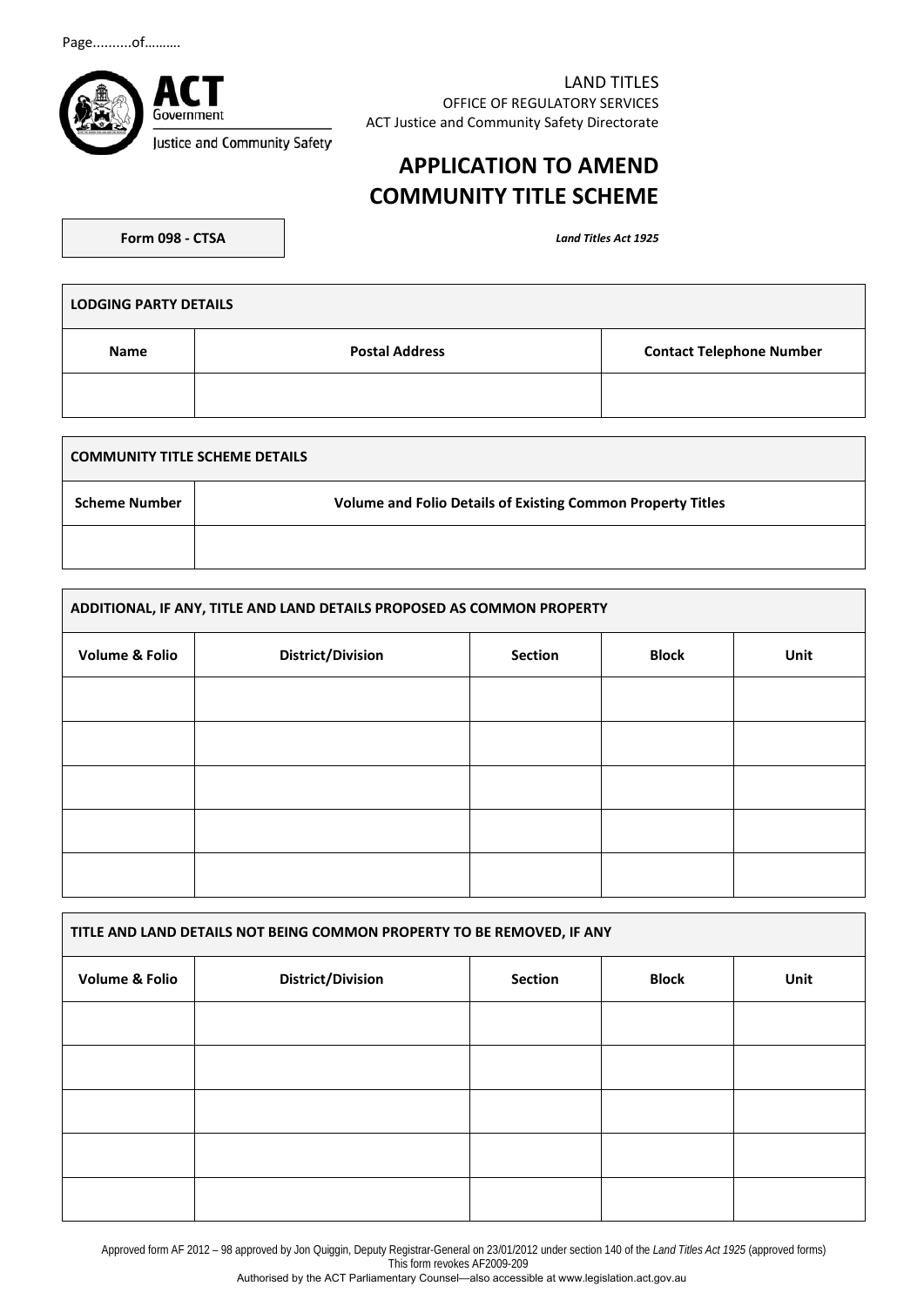Page..........of……….

ACT Government
Justice and Community Safety

LAND TITLES
OFFICE OF REGULATORY SERVICES
ACT Justice and Community Safety Directorate

# APPLICATION TO AMEND COMMUNITY TITLE SCHEME

**Form 098 - CTSA**

***Land Titles Act 1925***

| **LODGING PARTY DETAILS** | | |
|---|---|---|
| **Name** | **Postal Address** | **Contact Telephone Number** |
| | | |

| **COMMUNITY TITLE SCHEME DETAILS** | |
|---|---|
| **Scheme Number** | **Volume and Folio Details of Existing Common Property Titles** |
| | |

| **ADDITIONAL, IF ANY, TITLE AND LAND DETAILS PROPOSED AS COMMON PROPERTY** | | | | |
|---|---|---|---|---|
| **Volume & Folio** | **District/Division** | **Section** | **Block** | **Unit** |
| | | | | |
| | | | | |
| | | | | |
| | | | | |
| | | | | |

| **TITLE AND LAND DETAILS NOT BEING COMMON PROPERTY TO BE REMOVED, IF ANY** | | | | |
|---|---|---|---|---|
| **Volume & Folio** | **District/Division** | **Section** | **Block** | **Unit** |
| | | | | |
| | | | | |
| | | | | |
| | | | | |
| | | | | |

Approved form AF 2012 – 98 approved by Jon Quiggin, Deputy Registrar-General on 23/01/2012 under section 140 of the *Land Titles Act 1925* (approved forms)
This form revokes AF2009-209
Authorised by the ACT Parliamentary Counsel—also accessible at www.legislation.act.gov.au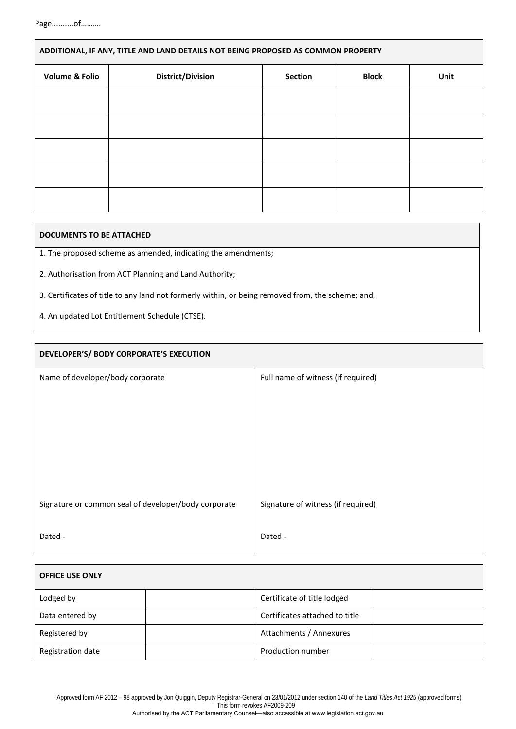Page..........of……….

| ADDITIONAL, IF ANY, TITLE AND LAND DETAILS NOT BEING PROPOSED AS COMMON PROPERTY | | | | |
|---|---|---|---|---|
| **Volume & Folio** | **District/Division** | **Section** | **Block** | **Unit** |
| | | | | |
| | | | | |
| | | | | |
| | | | | |
| | | | | |

**DOCUMENTS TO BE ATTACHED**

1. The proposed scheme as amended, indicating the amendments;
2. Authorisation from ACT Planning and Land Authority;
3. Certificates of title to any land not formerly within, or being removed from, the scheme; and,
4. An updated Lot Entitlement Schedule (CTSE).

| DEVELOPER'S/ BODY CORPORATE'S EXECUTION | |
|---|---|
| Name of developer/body corporate | Full name of witness (if required) |
| Signature or common seal of developer/body corporate | Signature of witness (if required) |
| Dated - | Dated - |

| OFFICE USE ONLY | | | |
|---|---|---|---|
| Lodged by | | Certificate of title lodged | |
| Data entered by | | Certificates attached to title | |
| Registered by | | Attachments / Annexures | |
| Registration date | | Production number | |

Approved form AF 2012 – 98 approved by Jon Quiggin, Deputy Registrar-General on 23/01/2012 under section 140 of the *Land Titles Act 1925* (approved forms)
This form revokes AF2009-209
Authorised by the ACT Parliamentary Counsel—also accessible at www.legislation.act.gov.au